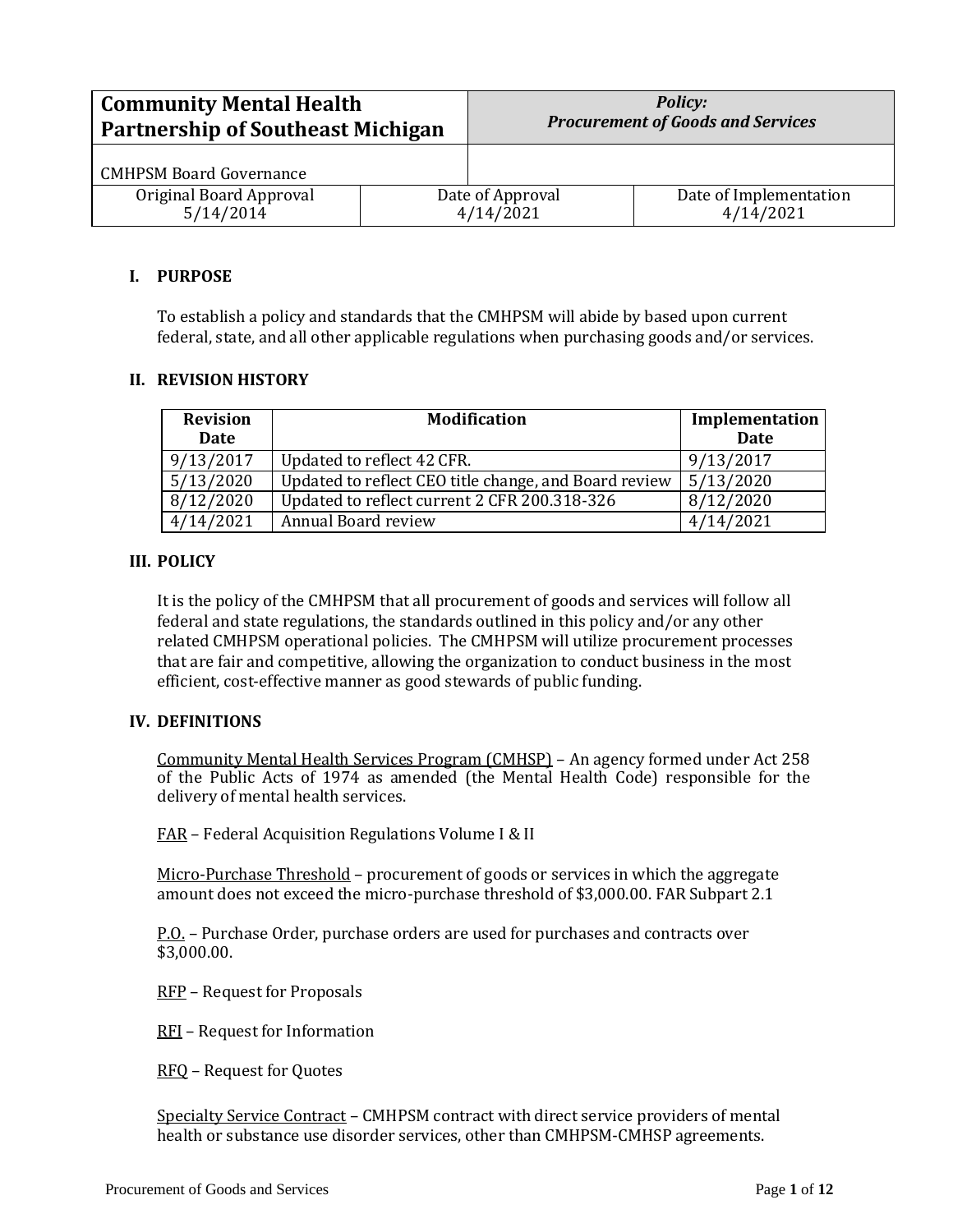| Community Mental Health Partnership of Southeast Michigan | | *Policy: Procurement of Goods and Services* |
|---|---|---|
| CMHPSM Board Governance | | |
| Original Board Approval 5/14/2014 | Date of Approval 4/14/2021 | Date of Implementation 4/14/2021 |

## I. PURPOSE

To establish a policy and standards that the CMHPSM will abide by based upon current federal, state, and all other applicable regulations when purchasing goods and/or services.

## II. REVISION HISTORY

| Revision Date | Modification | Implementation Date |
|---|---|---|
| 9/13/2017 | Updated to reflect 42 CFR. | 9/13/2017 |
| 5/13/2020 | Updated to reflect CEO title change, and Board review | 5/13/2020 |
| 8/12/2020 | Updated to reflect current 2 CFR 200.318-326 | 8/12/2020 |
| 4/14/2021 | Annual Board review | 4/14/2021 |

## III. POLICY

It is the policy of the CMHPSM that all procurement of goods and services will follow all federal and state regulations, the standards outlined in this policy and/or any other related CMHPSM operational policies. The CMHPSM will utilize procurement processes that are fair and competitive, allowing the organization to conduct business in the most efficient, cost-effective manner as good stewards of public funding.

## IV. DEFINITIONS

Community Mental Health Services Program (CMHSP) – An agency formed under Act 258 of the Public Acts of 1974 as amended (the Mental Health Code) responsible for the delivery of mental health services.

FAR – Federal Acquisition Regulations Volume I & II

Micro-Purchase Threshold – procurement of goods or services in which the aggregate amount does not exceed the micro-purchase threshold of $3,000.00. FAR Subpart 2.1

P.O. – Purchase Order, purchase orders are used for purchases and contracts over $3,000.00.

RFP – Request for Proposals

RFI – Request for Information

RFQ – Request for Quotes

Specialty Service Contract – CMHPSM contract with direct service providers of mental health or substance use disorder services, other than CMHPSM-CMHSP agreements.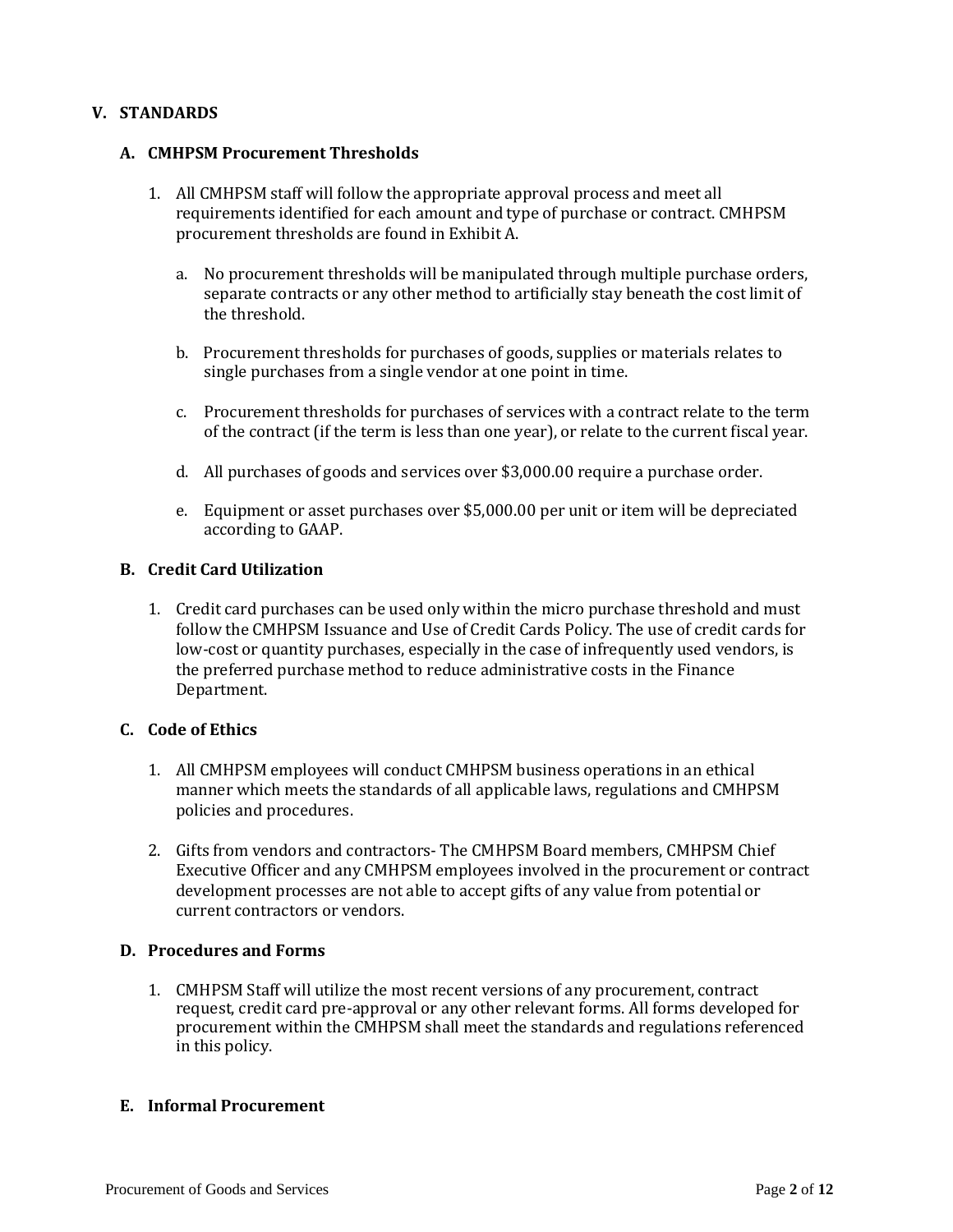## V. STANDARDS

### A. CMHPSM Procurement Thresholds

1. All CMHPSM staff will follow the appropriate approval process and meet all requirements identified for each amount and type of purchase or contract. CMHPSM procurement thresholds are found in Exhibit A.

   a. No procurement thresholds will be manipulated through multiple purchase orders, separate contracts or any other method to artificially stay beneath the cost limit of the threshold.

   b. Procurement thresholds for purchases of goods, supplies or materials relates to single purchases from a single vendor at one point in time.

   c. Procurement thresholds for purchases of services with a contract relate to the term of the contract (if the term is less than one year), or relate to the current fiscal year.

   d. All purchases of goods and services over $3,000.00 require a purchase order.

   e. Equipment or asset purchases over $5,000.00 per unit or item will be depreciated according to GAAP.

### B. Credit Card Utilization

1. Credit card purchases can be used only within the micro purchase threshold and must follow the CMHPSM Issuance and Use of Credit Cards Policy. The use of credit cards for low-cost or quantity purchases, especially in the case of infrequently used vendors, is the preferred purchase method to reduce administrative costs in the Finance Department.

### C. Code of Ethics

1. All CMHPSM employees will conduct CMHPSM business operations in an ethical manner which meets the standards of all applicable laws, regulations and CMHPSM policies and procedures.

2. Gifts from vendors and contractors- The CMHPSM Board members, CMHPSM Chief Executive Officer and any CMHPSM employees involved in the procurement or contract development processes are not able to accept gifts of any value from potential or current contractors or vendors.

### D. Procedures and Forms

1. CMHPSM Staff will utilize the most recent versions of any procurement, contract request, credit card pre-approval or any other relevant forms. All forms developed for procurement within the CMHPSM shall meet the standards and regulations referenced in this policy.

### E. Informal Procurement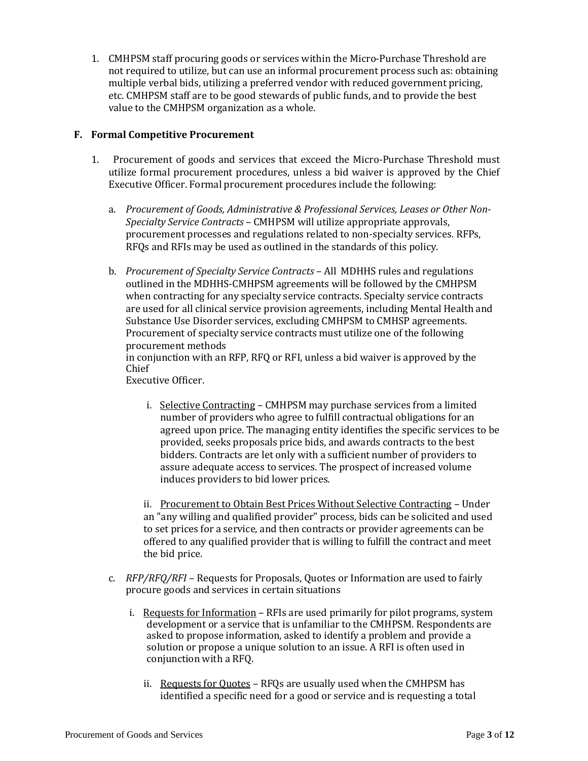1. CMHPSM staff procuring goods or services within the Micro-Purchase Threshold are not required to utilize, but can use an informal procurement process such as: obtaining multiple verbal bids, utilizing a preferred vendor with reduced government pricing, etc. CMHPSM staff are to be good stewards of public funds, and to provide the best value to the CMHPSM organization as a whole.

**F. Formal Competitive Procurement**

1. Procurement of goods and services that exceed the Micro-Purchase Threshold must utilize formal procurement procedures, unless a bid waiver is approved by the Chief Executive Officer. Formal procurement procedures include the following:

   a. *Procurement of Goods, Administrative & Professional Services, Leases or Other Non-Specialty Service Contracts* – CMHPSM will utilize appropriate approvals, procurement processes and regulations related to non-specialty services. RFPs, RFQs and RFIs may be used as outlined in the standards of this policy.

   b. *Procurement of Specialty Service Contracts* – All MDHHS rules and regulations outlined in the MDHHS-CMHPSM agreements will be followed by the CMHPSM when contracting for any specialty service contracts. Specialty service contracts are used for all clinical service provision agreements, including Mental Health and Substance Use Disorder services, excluding CMHPSM to CMHSP agreements. Procurement of specialty service contracts must utilize one of the following procurement methods in conjunction with an RFP, RFQ or RFI, unless a bid waiver is approved by the Chief Executive Officer.

      i. Selective Contracting – CMHPSM may purchase services from a limited number of providers who agree to fulfill contractual obligations for an agreed upon price. The managing entity identifies the specific services to be provided, seeks proposals price bids, and awards contracts to the best bidders. Contracts are let only with a sufficient number of providers to assure adequate access to services. The prospect of increased volume induces providers to bid lower prices.

      ii. Procurement to Obtain Best Prices Without Selective Contracting – Under an "any willing and qualified provider" process, bids can be solicited and used to set prices for a service, and then contracts or provider agreements can be offered to any qualified provider that is willing to fulfill the contract and meet the bid price.

   c. *RFP/RFQ/RFI* – Requests for Proposals, Quotes or Information are used to fairly procure goods and services in certain situations

      i. Requests for Information – RFIs are used primarily for pilot programs, system development or a service that is unfamiliar to the CMHPSM. Respondents are asked to propose information, asked to identify a problem and provide a solution or propose a unique solution to an issue. A RFI is often used in conjunction with a RFQ.

      ii. Requests for Quotes – RFQs are usually used when the CMHPSM has identified a specific need for a good or service and is requesting a total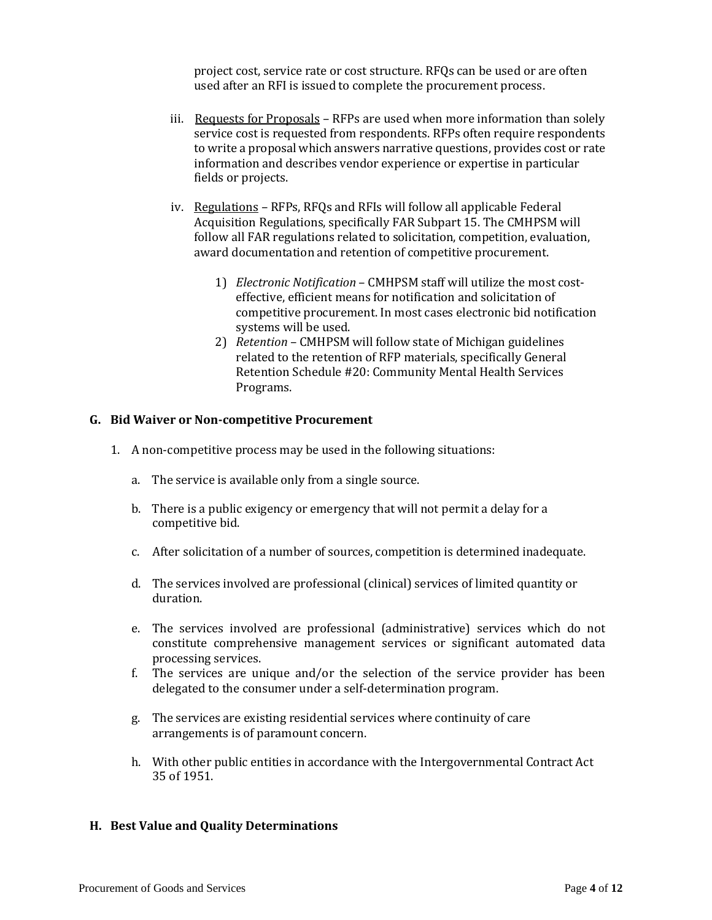project cost, service rate or cost structure. RFQs can be used or are often used after an RFI is issued to complete the procurement process.

iii. Requests for Proposals – RFPs are used when more information than solely service cost is requested from respondents. RFPs often require respondents to write a proposal which answers narrative questions, provides cost or rate information and describes vendor experience or expertise in particular fields or projects.

iv. Regulations – RFPs, RFQs and RFIs will follow all applicable Federal Acquisition Regulations, specifically FAR Subpart 15. The CMHPSM will follow all FAR regulations related to solicitation, competition, evaluation, award documentation and retention of competitive procurement.

1) *Electronic Notification* – CMHPSM staff will utilize the most cost-effective, efficient means for notification and solicitation of competitive procurement. In most cases electronic bid notification systems will be used.
2) *Retention* – CMHPSM will follow state of Michigan guidelines related to the retention of RFP materials, specifically General Retention Schedule #20: Community Mental Health Services Programs.

**G. Bid Waiver or Non-competitive Procurement**

1. A non-competitive process may be used in the following situations:

   a. The service is available only from a single source.

   b. There is a public exigency or emergency that will not permit a delay for a competitive bid.

   c. After solicitation of a number of sources, competition is determined inadequate.

   d. The services involved are professional (clinical) services of limited quantity or duration.

   e. The services involved are professional (administrative) services which do not constitute comprehensive management services or significant automated data processing services.

   f. The services are unique and/or the selection of the service provider has been delegated to the consumer under a self-determination program.

   g. The services are existing residential services where continuity of care arrangements is of paramount concern.

   h. With other public entities in accordance with the Intergovernmental Contract Act 35 of 1951.

**H. Best Value and Quality Determinations**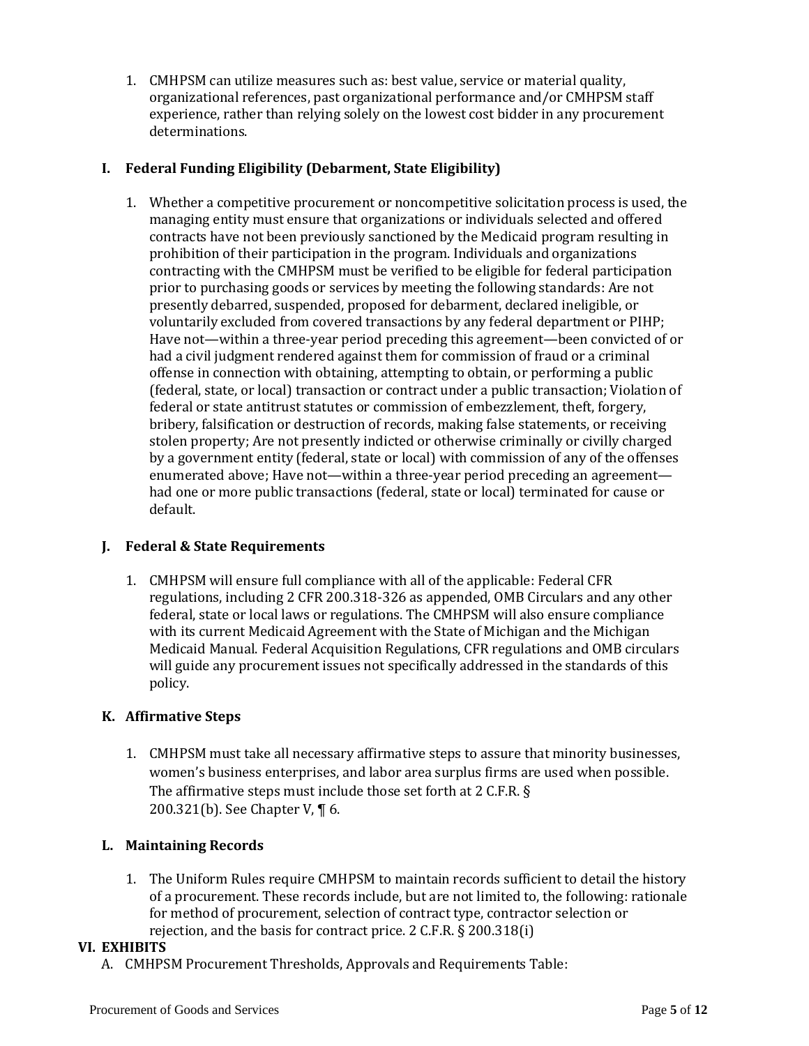1. CMHPSM can utilize measures such as: best value, service or material quality, organizational references, past organizational performance and/or CMHPSM staff experience, rather than relying solely on the lowest cost bidder in any procurement determinations.

### I. Federal Funding Eligibility (Debarment, State Eligibility)

1. Whether a competitive procurement or noncompetitive solicitation process is used, the managing entity must ensure that organizations or individuals selected and offered contracts have not been previously sanctioned by the Medicaid program resulting in prohibition of their participation in the program. Individuals and organizations contracting with the CMHPSM must be verified to be eligible for federal participation prior to purchasing goods or services by meeting the following standards: Are not presently debarred, suspended, proposed for debarment, declared ineligible, or voluntarily excluded from covered transactions by any federal department or PIHP; Have not—within a three-year period preceding this agreement—been convicted of or had a civil judgment rendered against them for commission of fraud or a criminal offense in connection with obtaining, attempting to obtain, or performing a public (federal, state, or local) transaction or contract under a public transaction; Violation of federal or state antitrust statutes or commission of embezzlement, theft, forgery, bribery, falsification or destruction of records, making false statements, or receiving stolen property; Are not presently indicted or otherwise criminally or civilly charged by a government entity (federal, state or local) with commission of any of the offenses enumerated above; Have not—within a three-year period preceding an agreement—had one or more public transactions (federal, state or local) terminated for cause or default.

### J. Federal & State Requirements

1. CMHPSM will ensure full compliance with all of the applicable: Federal CFR regulations, including 2 CFR 200.318-326 as appended, OMB Circulars and any other federal, state or local laws or regulations. The CMHPSM will also ensure compliance with its current Medicaid Agreement with the State of Michigan and the Michigan Medicaid Manual. Federal Acquisition Regulations, CFR regulations and OMB circulars will guide any procurement issues not specifically addressed in the standards of this policy.

### K. Affirmative Steps

1. CMHPSM must take all necessary affirmative steps to assure that minority businesses, women's business enterprises, and labor area surplus firms are used when possible. The affirmative steps must include those set forth at 2 C.F.R. § 200.321(b). See Chapter V, ¶ 6.

### L. Maintaining Records

1. The Uniform Rules require CMHPSM to maintain records sufficient to detail the history of a procurement. These records include, but are not limited to, the following: rationale for method of procurement, selection of contract type, contractor selection or rejection, and the basis for contract price. 2 C.F.R. § 200.318(i)

## VI. EXHIBITS

A. CMHPSM Procurement Thresholds, Approvals and Requirements Table: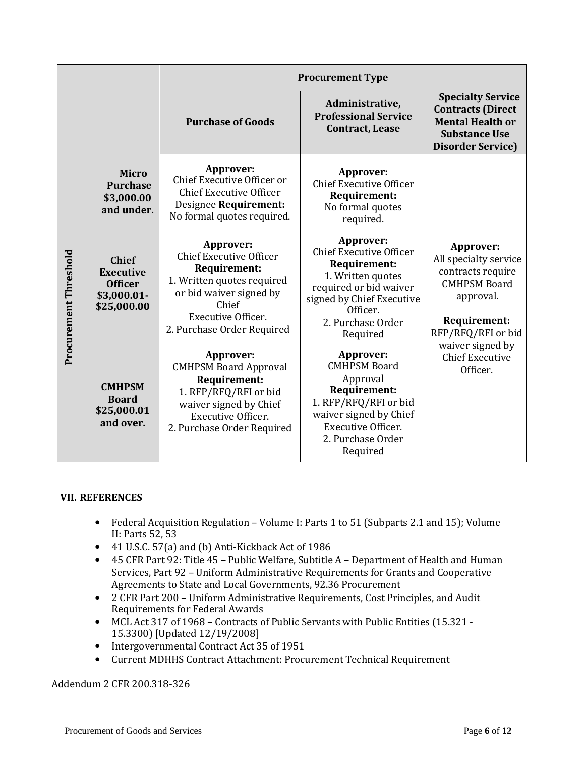| | | Procurement Type | | |
|---|---|---|---|---|
| | | **Purchase of Goods** | **Administrative, Professional Service Contract, Lease** | **Specialty Service Contracts (Direct Mental Health or Substance Use Disorder Service)** |
| **Procurement Threshold** | **Micro Purchase $3,000.00 and under.** | **Approver:** Chief Executive Officer or Chief Executive Officer Designee **Requirement:** No formal quotes required. | **Approver:** Chief Executive Officer **Requirement:** No formal quotes required. | **Approver:** All specialty service contracts require CMHPSM Board approval. **Requirement:** RFP/RFQ/RFI or bid waiver signed by Chief Executive Officer. |
| | **Chief Executive Officer $3,000.01-$25,000.00** | **Approver:** Chief Executive Officer **Requirement:** 1. Written quotes required or bid waiver signed by Chief Executive Officer. 2. Purchase Order Required | **Approver:** Chief Executive Officer **Requirement:** 1. Written quotes required or bid waiver signed by Chief Executive Officer. 2. Purchase Order Required | |
| | **CMHPSM Board $25,000.01 and over.** | **Approver:** CMHPSM Board Approval **Requirement:** 1. RFP/RFQ/RFI or bid waiver signed by Chief Executive Officer. 2. Purchase Order Required | **Approver:** CMHPSM Board Approval **Requirement:** 1. RFP/RFQ/RFI or bid waiver signed by Chief Executive Officer. 2. Purchase Order Required | |

## VII. REFERENCES

- Federal Acquisition Regulation – Volume I: Parts 1 to 51 (Subparts 2.1 and 15); Volume II: Parts 52, 53
- 41 U.S.C. 57(a) and (b) Anti-Kickback Act of 1986
- 45 CFR Part 92: Title 45 – Public Welfare, Subtitle A – Department of Health and Human Services, Part 92 – Uniform Administrative Requirements for Grants and Cooperative Agreements to State and Local Governments, 92.36 Procurement
- 2 CFR Part 200 – Uniform Administrative Requirements, Cost Principles, and Audit Requirements for Federal Awards
- MCL Act 317 of 1968 – Contracts of Public Servants with Public Entities (15.321 - 15.3300) [Updated 12/19/2008]
- Intergovernmental Contract Act 35 of 1951
- Current MDHHS Contract Attachment: Procurement Technical Requirement

Addendum 2 CFR 200.318-326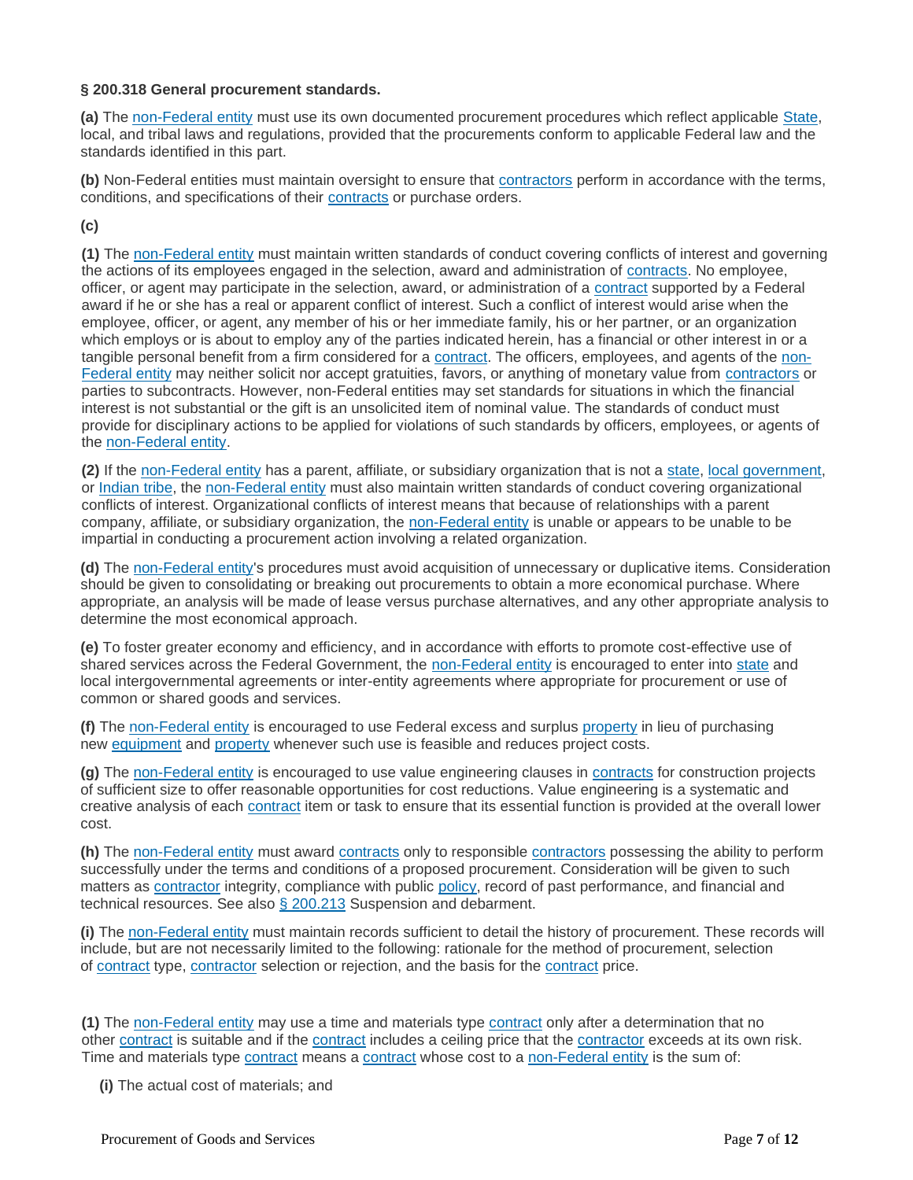**§ 200.318 General procurement standards.**

**(a)** The non-Federal entity must use its own documented procurement procedures which reflect applicable State, local, and tribal laws and regulations, provided that the procurements conform to applicable Federal law and the standards identified in this part.

**(b)** Non-Federal entities must maintain oversight to ensure that contractors perform in accordance with the terms, conditions, and specifications of their contracts or purchase orders.

**(c)**

**(1)** The non-Federal entity must maintain written standards of conduct covering conflicts of interest and governing the actions of its employees engaged in the selection, award and administration of contracts. No employee, officer, or agent may participate in the selection, award, or administration of a contract supported by a Federal award if he or she has a real or apparent conflict of interest. Such a conflict of interest would arise when the employee, officer, or agent, any member of his or her immediate family, his or her partner, or an organization which employs or is about to employ any of the parties indicated herein, has a financial or other interest in or a tangible personal benefit from a firm considered for a contract. The officers, employees, and agents of the non-Federal entity may neither solicit nor accept gratuities, favors, or anything of monetary value from contractors or parties to subcontracts. However, non-Federal entities may set standards for situations in which the financial interest is not substantial or the gift is an unsolicited item of nominal value. The standards of conduct must provide for disciplinary actions to be applied for violations of such standards by officers, employees, or agents of the non-Federal entity.

**(2)** If the non-Federal entity has a parent, affiliate, or subsidiary organization that is not a state, local government, or Indian tribe, the non-Federal entity must also maintain written standards of conduct covering organizational conflicts of interest. Organizational conflicts of interest means that because of relationships with a parent company, affiliate, or subsidiary organization, the non-Federal entity is unable or appears to be unable to be impartial in conducting a procurement action involving a related organization.

**(d)** The non-Federal entity's procedures must avoid acquisition of unnecessary or duplicative items. Consideration should be given to consolidating or breaking out procurements to obtain a more economical purchase. Where appropriate, an analysis will be made of lease versus purchase alternatives, and any other appropriate analysis to determine the most economical approach.

**(e)** To foster greater economy and efficiency, and in accordance with efforts to promote cost-effective use of shared services across the Federal Government, the non-Federal entity is encouraged to enter into state and local intergovernmental agreements or inter-entity agreements where appropriate for procurement or use of common or shared goods and services.

**(f)** The non-Federal entity is encouraged to use Federal excess and surplus property in lieu of purchasing new equipment and property whenever such use is feasible and reduces project costs.

**(g)** The non-Federal entity is encouraged to use value engineering clauses in contracts for construction projects of sufficient size to offer reasonable opportunities for cost reductions. Value engineering is a systematic and creative analysis of each contract item or task to ensure that its essential function is provided at the overall lower cost.

**(h)** The non-Federal entity must award contracts only to responsible contractors possessing the ability to perform successfully under the terms and conditions of a proposed procurement. Consideration will be given to such matters as contractor integrity, compliance with public policy, record of past performance, and financial and technical resources. See also § 200.213 Suspension and debarment.

**(i)** The non-Federal entity must maintain records sufficient to detail the history of procurement. These records will include, but are not necessarily limited to the following: rationale for the method of procurement, selection of contract type, contractor selection or rejection, and the basis for the contract price.

**(1)** The non-Federal entity may use a time and materials type contract only after a determination that no other contract is suitable and if the contract includes a ceiling price that the contractor exceeds at its own risk. Time and materials type contract means a contract whose cost to a non-Federal entity is the sum of:

**(i)** The actual cost of materials; and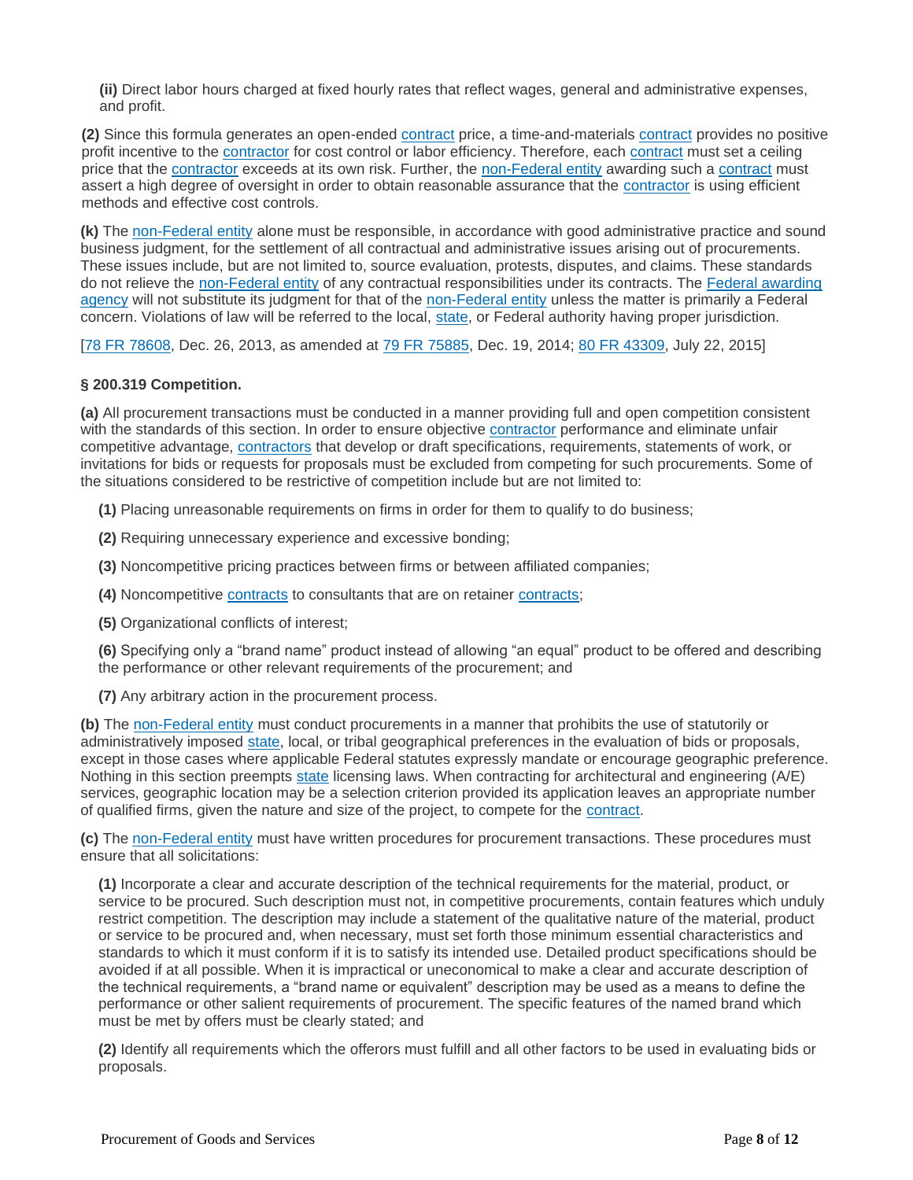**(ii)** Direct labor hours charged at fixed hourly rates that reflect wages, general and administrative expenses, and profit.

**(2)** Since this formula generates an open-ended contract price, a time-and-materials contract provides no positive profit incentive to the contractor for cost control or labor efficiency. Therefore, each contract must set a ceiling price that the contractor exceeds at its own risk. Further, the non-Federal entity awarding such a contract must assert a high degree of oversight in order to obtain reasonable assurance that the contractor is using efficient methods and effective cost controls.

**(k)** The non-Federal entity alone must be responsible, in accordance with good administrative practice and sound business judgment, for the settlement of all contractual and administrative issues arising out of procurements. These issues include, but are not limited to, source evaluation, protests, disputes, and claims. These standards do not relieve the non-Federal entity of any contractual responsibilities under its contracts. The Federal awarding agency will not substitute its judgment for that of the non-Federal entity unless the matter is primarily a Federal concern. Violations of law will be referred to the local, state, or Federal authority having proper jurisdiction.

[78 FR 78608, Dec. 26, 2013, as amended at 79 FR 75885, Dec. 19, 2014; 80 FR 43309, July 22, 2015]

### § 200.319 Competition.

**(a)** All procurement transactions must be conducted in a manner providing full and open competition consistent with the standards of this section. In order to ensure objective contractor performance and eliminate unfair competitive advantage, contractors that develop or draft specifications, requirements, statements of work, or invitations for bids or requests for proposals must be excluded from competing for such procurements. Some of the situations considered to be restrictive of competition include but are not limited to:

**(1)** Placing unreasonable requirements on firms in order for them to qualify to do business;

**(2)** Requiring unnecessary experience and excessive bonding;

**(3)** Noncompetitive pricing practices between firms or between affiliated companies;

**(4)** Noncompetitive contracts to consultants that are on retainer contracts;

**(5)** Organizational conflicts of interest;

**(6)** Specifying only a "brand name" product instead of allowing "an equal" product to be offered and describing the performance or other relevant requirements of the procurement; and

**(7)** Any arbitrary action in the procurement process.

**(b)** The non-Federal entity must conduct procurements in a manner that prohibits the use of statutorily or administratively imposed state, local, or tribal geographical preferences in the evaluation of bids or proposals, except in those cases where applicable Federal statutes expressly mandate or encourage geographic preference. Nothing in this section preempts state licensing laws. When contracting for architectural and engineering (A/E) services, geographic location may be a selection criterion provided its application leaves an appropriate number of qualified firms, given the nature and size of the project, to compete for the contract.

**(c)** The non-Federal entity must have written procedures for procurement transactions. These procedures must ensure that all solicitations:

**(1)** Incorporate a clear and accurate description of the technical requirements for the material, product, or service to be procured. Such description must not, in competitive procurements, contain features which unduly restrict competition. The description may include a statement of the qualitative nature of the material, product or service to be procured and, when necessary, must set forth those minimum essential characteristics and standards to which it must conform if it is to satisfy its intended use. Detailed product specifications should be avoided if at all possible. When it is impractical or uneconomical to make a clear and accurate description of the technical requirements, a "brand name or equivalent" description may be used as a means to define the performance or other salient requirements of procurement. The specific features of the named brand which must be met by offers must be clearly stated; and

**(2)** Identify all requirements which the offerors must fulfill and all other factors to be used in evaluating bids or proposals.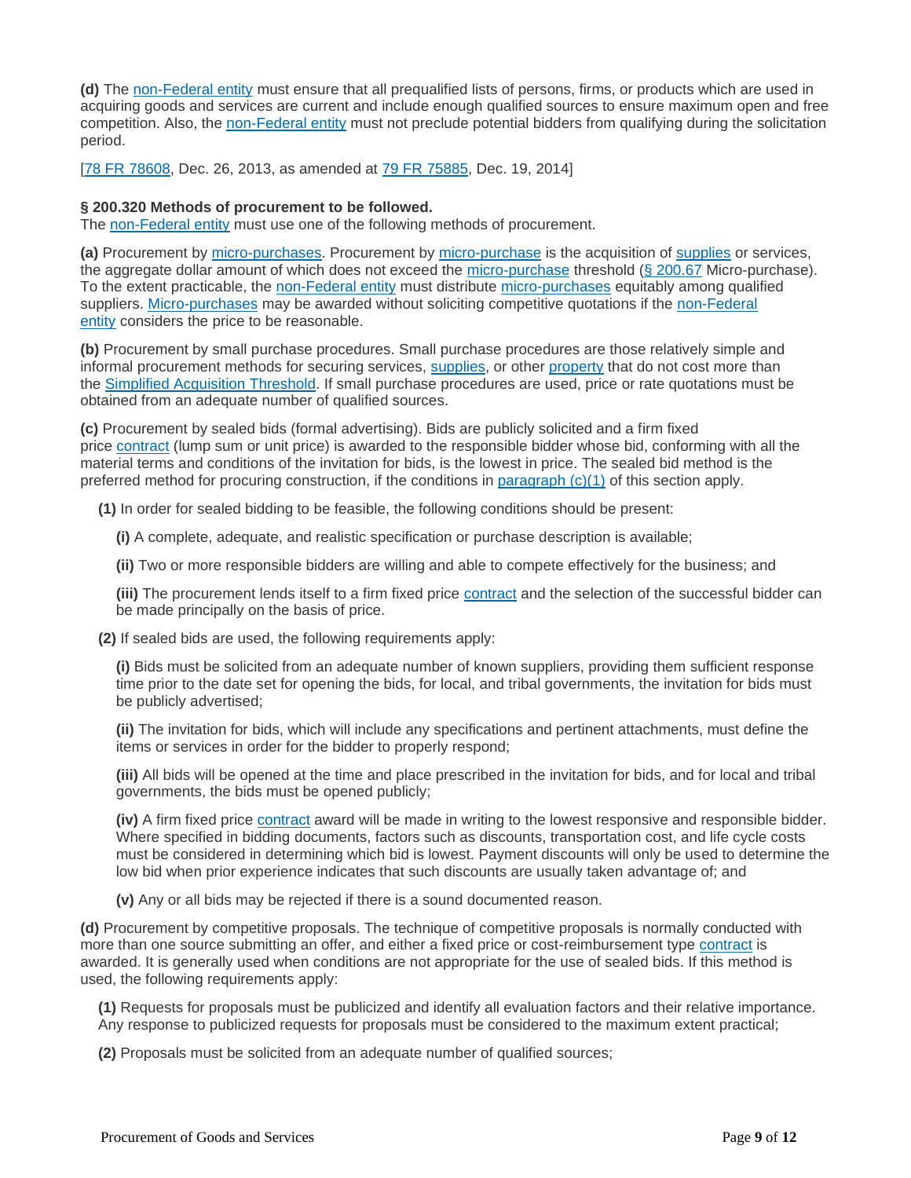**(d)** The non-Federal entity must ensure that all prequalified lists of persons, firms, or products which are used in acquiring goods and services are current and include enough qualified sources to ensure maximum open and free competition. Also, the non-Federal entity must not preclude potential bidders from qualifying during the solicitation period.

[78 FR 78608, Dec. 26, 2013, as amended at 79 FR 75885, Dec. 19, 2014]

**§ 200.320 Methods of procurement to be followed.**

The non-Federal entity must use one of the following methods of procurement.

**(a)** Procurement by micro-purchases. Procurement by micro-purchase is the acquisition of supplies or services, the aggregate dollar amount of which does not exceed the micro-purchase threshold (§ 200.67 Micro-purchase). To the extent practicable, the non-Federal entity must distribute micro-purchases equitably among qualified suppliers. Micro-purchases may be awarded without soliciting competitive quotations if the non-Federal entity considers the price to be reasonable.

**(b)** Procurement by small purchase procedures. Small purchase procedures are those relatively simple and informal procurement methods for securing services, supplies, or other property that do not cost more than the Simplified Acquisition Threshold. If small purchase procedures are used, price or rate quotations must be obtained from an adequate number of qualified sources.

**(c)** Procurement by sealed bids (formal advertising). Bids are publicly solicited and a firm fixed price contract (lump sum or unit price) is awarded to the responsible bidder whose bid, conforming with all the material terms and conditions of the invitation for bids, is the lowest in price. The sealed bid method is the preferred method for procuring construction, if the conditions in paragraph (c)(1) of this section apply.

**(1)** In order for sealed bidding to be feasible, the following conditions should be present:

**(i)** A complete, adequate, and realistic specification or purchase description is available;

**(ii)** Two or more responsible bidders are willing and able to compete effectively for the business; and

**(iii)** The procurement lends itself to a firm fixed price contract and the selection of the successful bidder can be made principally on the basis of price.

**(2)** If sealed bids are used, the following requirements apply:

**(i)** Bids must be solicited from an adequate number of known suppliers, providing them sufficient response time prior to the date set for opening the bids, for local, and tribal governments, the invitation for bids must be publicly advertised;

**(ii)** The invitation for bids, which will include any specifications and pertinent attachments, must define the items or services in order for the bidder to properly respond;

**(iii)** All bids will be opened at the time and place prescribed in the invitation for bids, and for local and tribal governments, the bids must be opened publicly;

**(iv)** A firm fixed price contract award will be made in writing to the lowest responsive and responsible bidder. Where specified in bidding documents, factors such as discounts, transportation cost, and life cycle costs must be considered in determining which bid is lowest. Payment discounts will only be used to determine the low bid when prior experience indicates that such discounts are usually taken advantage of; and

**(v)** Any or all bids may be rejected if there is a sound documented reason.

**(d)** Procurement by competitive proposals. The technique of competitive proposals is normally conducted with more than one source submitting an offer, and either a fixed price or cost-reimbursement type contract is awarded. It is generally used when conditions are not appropriate for the use of sealed bids. If this method is used, the following requirements apply:

**(1)** Requests for proposals must be publicized and identify all evaluation factors and their relative importance. Any response to publicized requests for proposals must be considered to the maximum extent practical;

**(2)** Proposals must be solicited from an adequate number of qualified sources;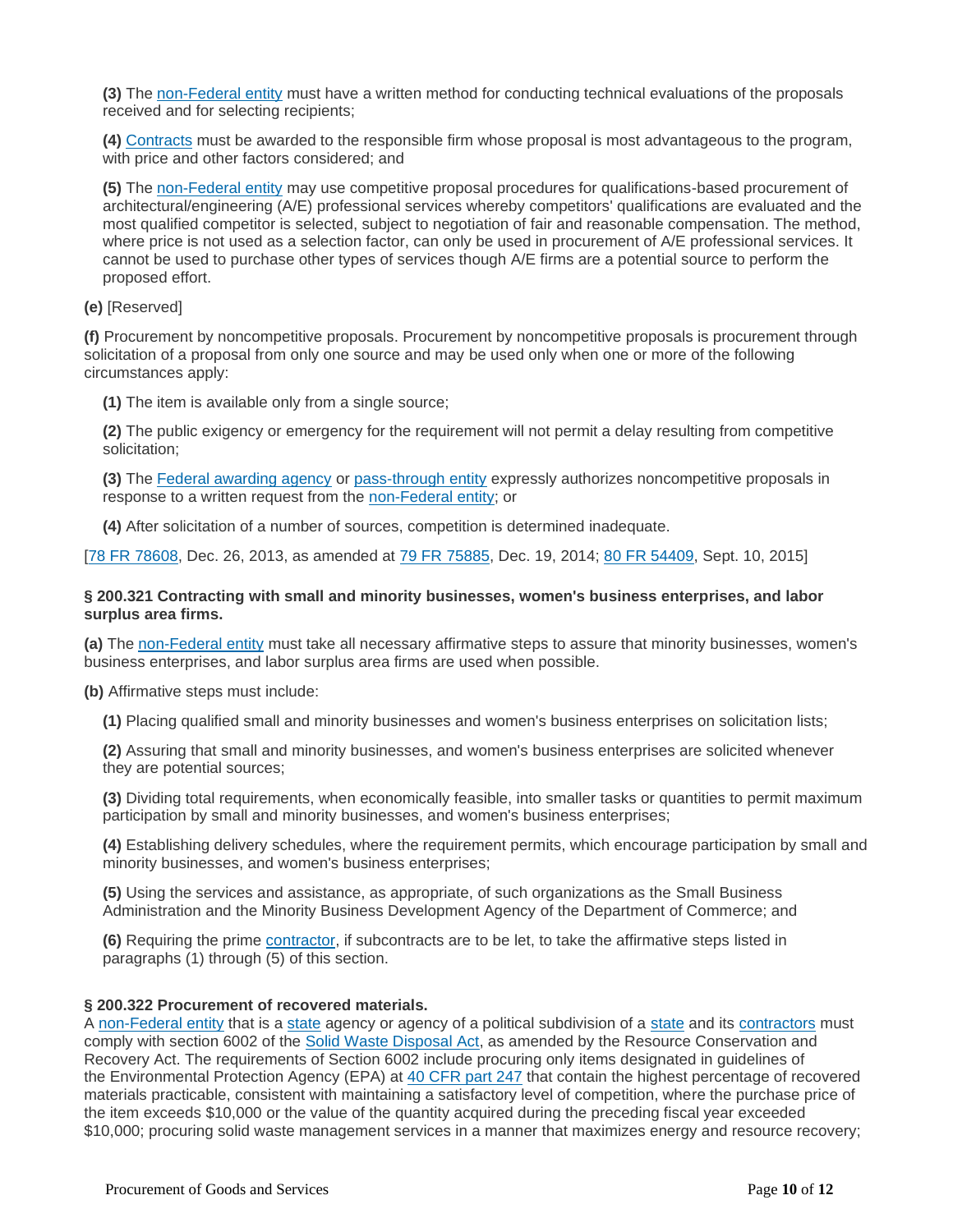**(3)** The non-Federal entity must have a written method for conducting technical evaluations of the proposals received and for selecting recipients;

**(4)** Contracts must be awarded to the responsible firm whose proposal is most advantageous to the program, with price and other factors considered; and

**(5)** The non-Federal entity may use competitive proposal procedures for qualifications-based procurement of architectural/engineering (A/E) professional services whereby competitors' qualifications are evaluated and the most qualified competitor is selected, subject to negotiation of fair and reasonable compensation. The method, where price is not used as a selection factor, can only be used in procurement of A/E professional services. It cannot be used to purchase other types of services though A/E firms are a potential source to perform the proposed effort.

**(e)** [Reserved]

**(f)** Procurement by noncompetitive proposals. Procurement by noncompetitive proposals is procurement through solicitation of a proposal from only one source and may be used only when one or more of the following circumstances apply:

**(1)** The item is available only from a single source;

**(2)** The public exigency or emergency for the requirement will not permit a delay resulting from competitive solicitation;

**(3)** The Federal awarding agency or pass-through entity expressly authorizes noncompetitive proposals in response to a written request from the non-Federal entity; or

**(4)** After solicitation of a number of sources, competition is determined inadequate.

[78 FR 78608, Dec. 26, 2013, as amended at 79 FR 75885, Dec. 19, 2014; 80 FR 54409, Sept. 10, 2015]

**§ 200.321 Contracting with small and minority businesses, women's business enterprises, and labor surplus area firms.**

**(a)** The non-Federal entity must take all necessary affirmative steps to assure that minority businesses, women's business enterprises, and labor surplus area firms are used when possible.

**(b)** Affirmative steps must include:

**(1)** Placing qualified small and minority businesses and women's business enterprises on solicitation lists;

**(2)** Assuring that small and minority businesses, and women's business enterprises are solicited whenever they are potential sources;

**(3)** Dividing total requirements, when economically feasible, into smaller tasks or quantities to permit maximum participation by small and minority businesses, and women's business enterprises;

**(4)** Establishing delivery schedules, where the requirement permits, which encourage participation by small and minority businesses, and women's business enterprises;

**(5)** Using the services and assistance, as appropriate, of such organizations as the Small Business Administration and the Minority Business Development Agency of the Department of Commerce; and

**(6)** Requiring the prime contractor, if subcontracts are to be let, to take the affirmative steps listed in paragraphs (1) through (5) of this section.

**§ 200.322 Procurement of recovered materials.**

A non-Federal entity that is a state agency or agency of a political subdivision of a state and its contractors must comply with section 6002 of the Solid Waste Disposal Act, as amended by the Resource Conservation and Recovery Act. The requirements of Section 6002 include procuring only items designated in guidelines of the Environmental Protection Agency (EPA) at 40 CFR part 247 that contain the highest percentage of recovered materials practicable, consistent with maintaining a satisfactory level of competition, where the purchase price of the item exceeds $10,000 or the value of the quantity acquired during the preceding fiscal year exceeded $10,000; procuring solid waste management services in a manner that maximizes energy and resource recovery;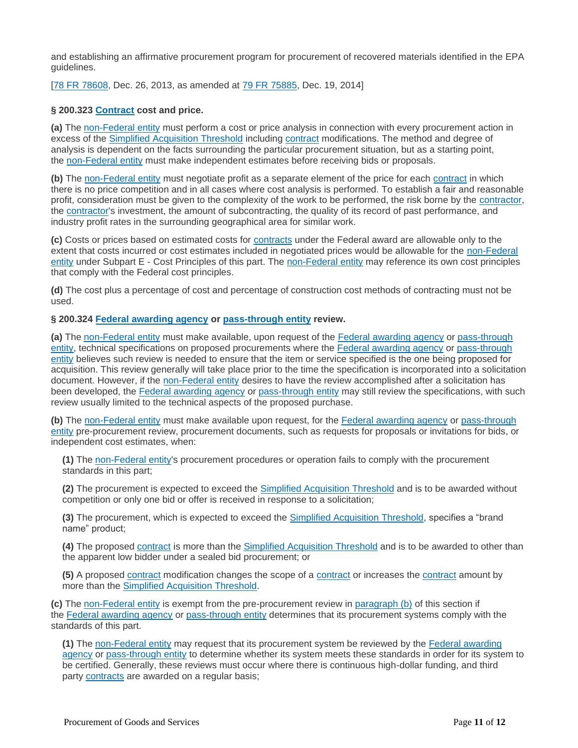and establishing an affirmative procurement program for procurement of recovered materials identified in the EPA guidelines.

[78 FR 78608, Dec. 26, 2013, as amended at 79 FR 75885, Dec. 19, 2014]

**§ 200.323 Contract cost and price.**

**(a)** The non-Federal entity must perform a cost or price analysis in connection with every procurement action in excess of the Simplified Acquisition Threshold including contract modifications. The method and degree of analysis is dependent on the facts surrounding the particular procurement situation, but as a starting point, the non-Federal entity must make independent estimates before receiving bids or proposals.

**(b)** The non-Federal entity must negotiate profit as a separate element of the price for each contract in which there is no price competition and in all cases where cost analysis is performed. To establish a fair and reasonable profit, consideration must be given to the complexity of the work to be performed, the risk borne by the contractor, the contractor's investment, the amount of subcontracting, the quality of its record of past performance, and industry profit rates in the surrounding geographical area for similar work.

**(c)** Costs or prices based on estimated costs for contracts under the Federal award are allowable only to the extent that costs incurred or cost estimates included in negotiated prices would be allowable for the non-Federal entity under Subpart E - Cost Principles of this part. The non-Federal entity may reference its own cost principles that comply with the Federal cost principles.

**(d)** The cost plus a percentage of cost and percentage of construction cost methods of contracting must not be used.

**§ 200.324 Federal awarding agency or pass-through entity review.**

**(a)** The non-Federal entity must make available, upon request of the Federal awarding agency or pass-through entity, technical specifications on proposed procurements where the Federal awarding agency or pass-through entity believes such review is needed to ensure that the item or service specified is the one being proposed for acquisition. This review generally will take place prior to the time the specification is incorporated into a solicitation document. However, if the non-Federal entity desires to have the review accomplished after a solicitation has been developed, the Federal awarding agency or pass-through entity may still review the specifications, with such review usually limited to the technical aspects of the proposed purchase.

**(b)** The non-Federal entity must make available upon request, for the Federal awarding agency or pass-through entity pre-procurement review, procurement documents, such as requests for proposals or invitations for bids, or independent cost estimates, when:

**(1)** The non-Federal entity's procurement procedures or operation fails to comply with the procurement standards in this part;

**(2)** The procurement is expected to exceed the Simplified Acquisition Threshold and is to be awarded without competition or only one bid or offer is received in response to a solicitation;

**(3)** The procurement, which is expected to exceed the Simplified Acquisition Threshold, specifies a "brand name" product;

**(4)** The proposed contract is more than the Simplified Acquisition Threshold and is to be awarded to other than the apparent low bidder under a sealed bid procurement; or

**(5)** A proposed contract modification changes the scope of a contract or increases the contract amount by more than the Simplified Acquisition Threshold.

**(c)** The non-Federal entity is exempt from the pre-procurement review in paragraph (b) of this section if the Federal awarding agency or pass-through entity determines that its procurement systems comply with the standards of this part.

**(1)** The non-Federal entity may request that its procurement system be reviewed by the Federal awarding agency or pass-through entity to determine whether its system meets these standards in order for its system to be certified. Generally, these reviews must occur where there is continuous high-dollar funding, and third party contracts are awarded on a regular basis;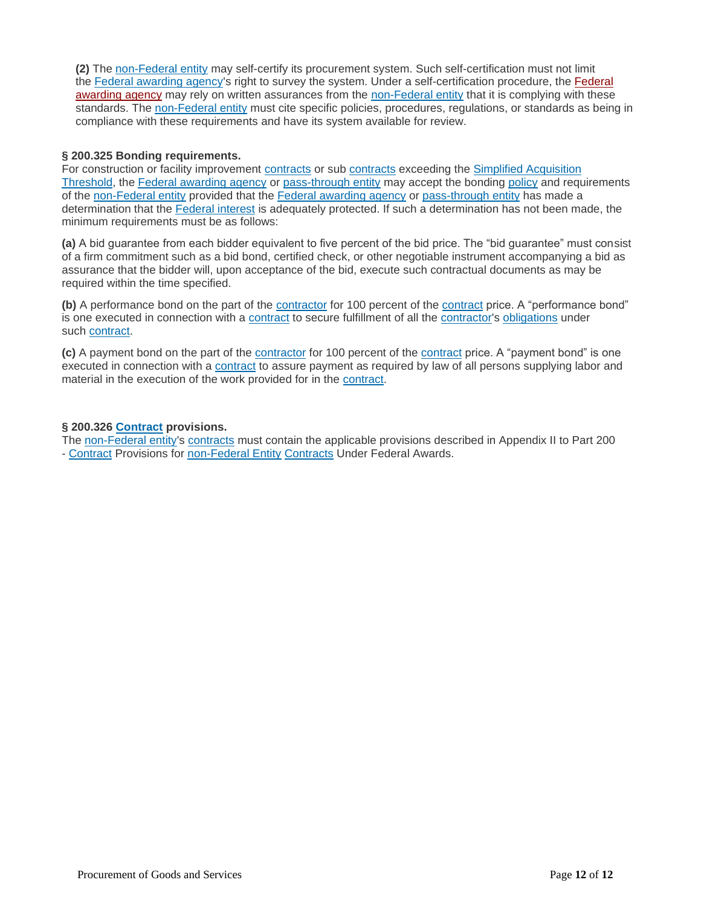**(2)** The non-Federal entity may self-certify its procurement system. Such self-certification must not limit the Federal awarding agency's right to survey the system. Under a self-certification procedure, the Federal awarding agency may rely on written assurances from the non-Federal entity that it is complying with these standards. The non-Federal entity must cite specific policies, procedures, regulations, or standards as being in compliance with these requirements and have its system available for review.

### § 200.325 Bonding requirements.

For construction or facility improvement contracts or sub contracts exceeding the Simplified Acquisition Threshold, the Federal awarding agency or pass-through entity may accept the bonding policy and requirements of the non-Federal entity provided that the Federal awarding agency or pass-through entity has made a determination that the Federal interest is adequately protected. If such a determination has not been made, the minimum requirements must be as follows:

**(a)** A bid guarantee from each bidder equivalent to five percent of the bid price. The "bid guarantee" must consist of a firm commitment such as a bid bond, certified check, or other negotiable instrument accompanying a bid as assurance that the bidder will, upon acceptance of the bid, execute such contractual documents as may be required within the time specified.

**(b)** A performance bond on the part of the contractor for 100 percent of the contract price. A "performance bond" is one executed in connection with a contract to secure fulfillment of all the contractor's obligations under such contract.

**(c)** A payment bond on the part of the contractor for 100 percent of the contract price. A "payment bond" is one executed in connection with a contract to assure payment as required by law of all persons supplying labor and material in the execution of the work provided for in the contract.

### § 200.326 Contract provisions.

The non-Federal entity's contracts must contain the applicable provisions described in Appendix II to Part 200 - Contract Provisions for non-Federal Entity Contracts Under Federal Awards.